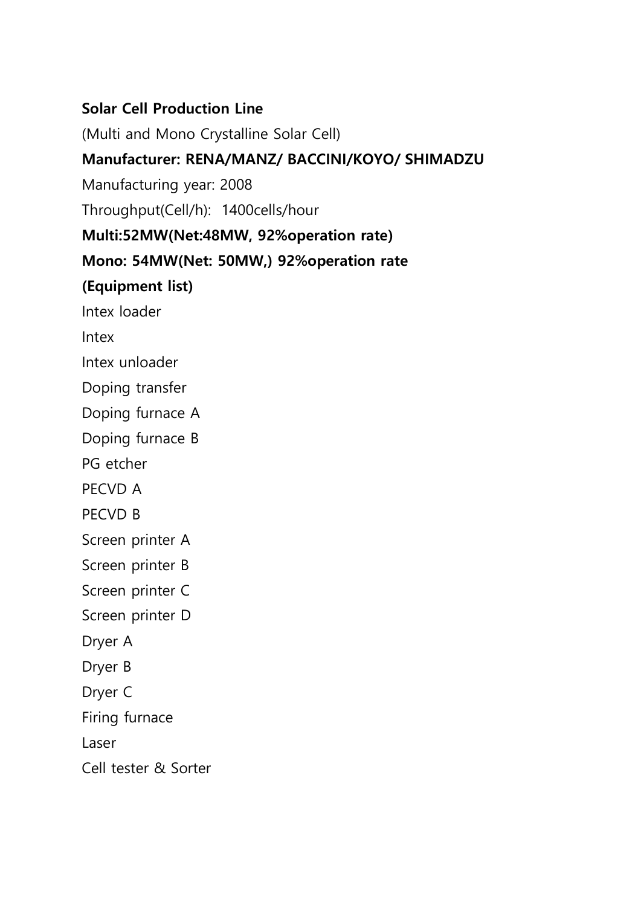**Solar Cell Production Line**

(Multi and Mono Crystalline Solar Cell)

**Manufacturer: RENA/MANZ/ BACCINI/KOYO/ SHIMADZU**

Manufacturing year: 2008

Throughput(Cell/h): 1400cells/hour

**Multi:52MW(Net:48MW, 92%operation rate)**

**Mono: 54MW(Net: 50MW,) 92%operation rate**

**(Equipment list)**

Intex loader

Intex

Intex unloader

Doping transfer

Doping furnace A

Doping furnace B

PG etcher

PECVD A

PECVD B

Screen printer A

Screen printer B

Screen printer C

Screen printer D

Dryer A

Dryer B

Dryer C

Firing furnace

Laser

Cell tester & Sorter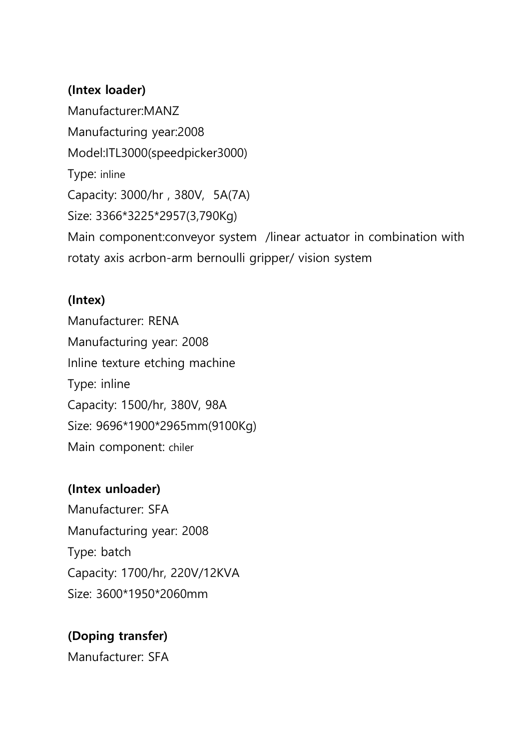**(Intex loader)**

Manufacturer:MANZ

Manufacturing year:2008

Model:ITL3000(speedpicker3000)

Type: inline

Capacity: 3000/hr , 380V, 5A(7A)

Size: 3366*3225*2957(3,790Kg)

Main component:conveyor system /linear actuator in combination with rotaty axis acrbon-arm bernoulli gripper/ vision system

**(Intex)**

Manufacturer: RENA

Manufacturing year: 2008

Inline texture etching machine

Type: inline

Capacity: 1500/hr, 380V, 98A

Size: 9696*1900*2965mm(9100Kg)

Main component: chiler

**(Intex unloader)**

Manufacturer: SFA

Manufacturing year: 2008

Type: batch

Capacity: 1700/hr, 220V/12KVA

Size: 3600*1950*2060mm

**(Doping transfer)**

Manufacturer: SFA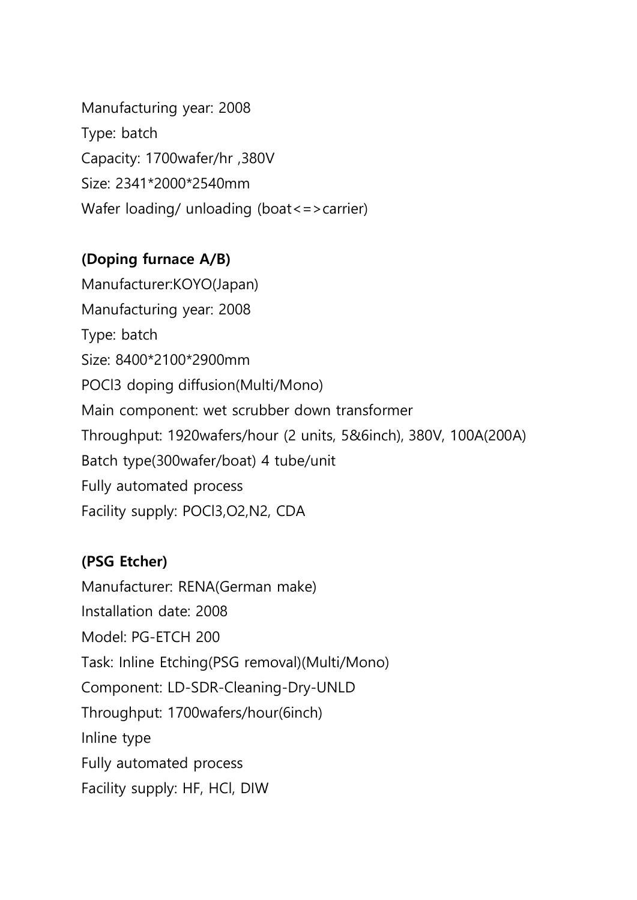Manufacturing year: 2008

Type: batch

Capacity: 1700wafer/hr ,380V

Size: 2341*2000*2540mm

Wafer loading/ unloading (boat<=>carrier)

**(Doping furnace A/B)**

Manufacturer:KOYO(Japan)

Manufacturing year: 2008

Type: batch

Size: 8400*2100*2900mm

$POCl_3$ doping diffusion(Multi/Mono)

Main component: wet scrubber down transformer

Throughput: 1920wafers/hour (2 units, 5&6inch), 380V, 100A(200A)

Batch type(300wafer/boat) 4 tube/unit

Fully automated process

Facility supply: $POCl_3$,$O_2$,$N_2$, CDA

**(PSG Etcher)**

Manufacturer: RENA(German make)

Installation date: 2008

Model: PG-ETCH 200

Task: Inline Etching(PSG removal)(Multi/Mono)

Component: LD-SDR-Cleaning-Dry-UNLD

Throughput: 1700wafers/hour(6inch)

Inline type

Fully automated process

Facility supply: HF, HCl, DIW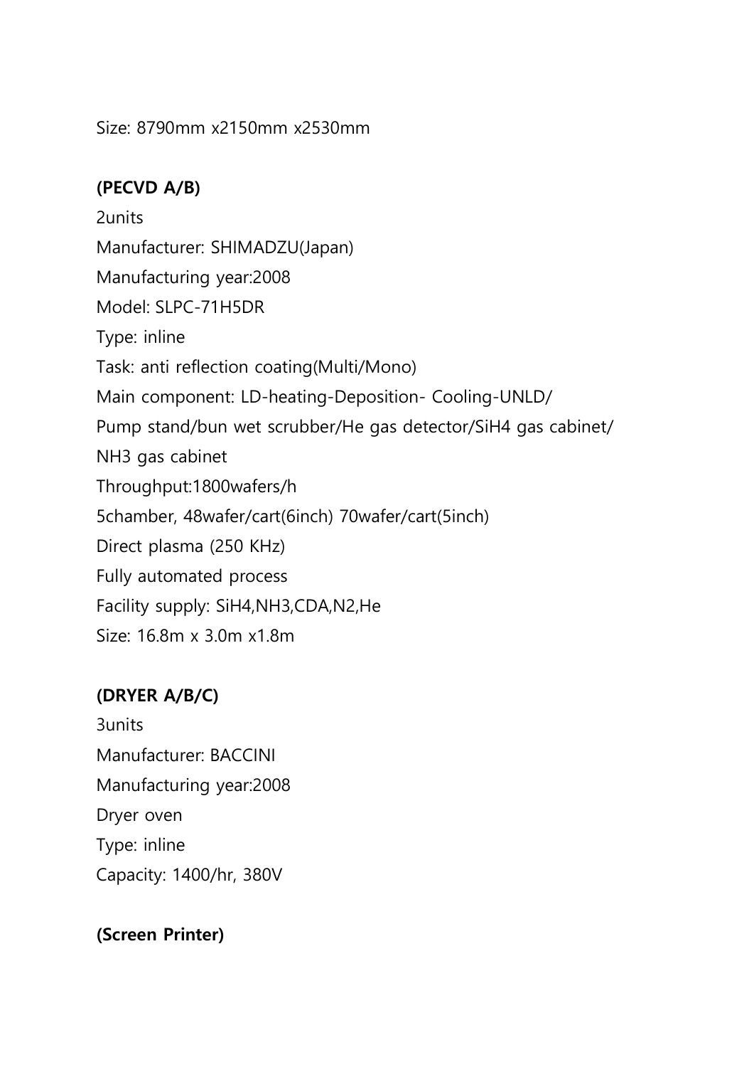Size: 8790mm x2150mm x2530mm

**(PECVD A/B)**

2units

Manufacturer: SHIMADZU(Japan)

Manufacturing year:2008

Model: SLPC-71H5DR

Type: inline

Task: anti reflection coating(Multi/Mono)

Main component: LD-heating-Deposition- Cooling-UNLD/

Pump stand/bun wet scrubber/He gas detector/$SiH_4$ gas cabinet/

$NH_3$ gas cabinet

Throughput:1800wafers/h

5chamber, 48wafer/cart(6inch) 70wafer/cart(5inch)

Direct plasma (250 KHz)

Fully automated process

Facility supply: $SiH_4$,$NH_3$,CDA,$N_2$,He

Size: 16.8m x 3.0m x1.8m

**(DRYER A/B/C)**

3units

Manufacturer: BACCINI

Manufacturing year:2008

Dryer oven

Type: inline

Capacity: 1400/hr, 380V

**(Screen Printer)**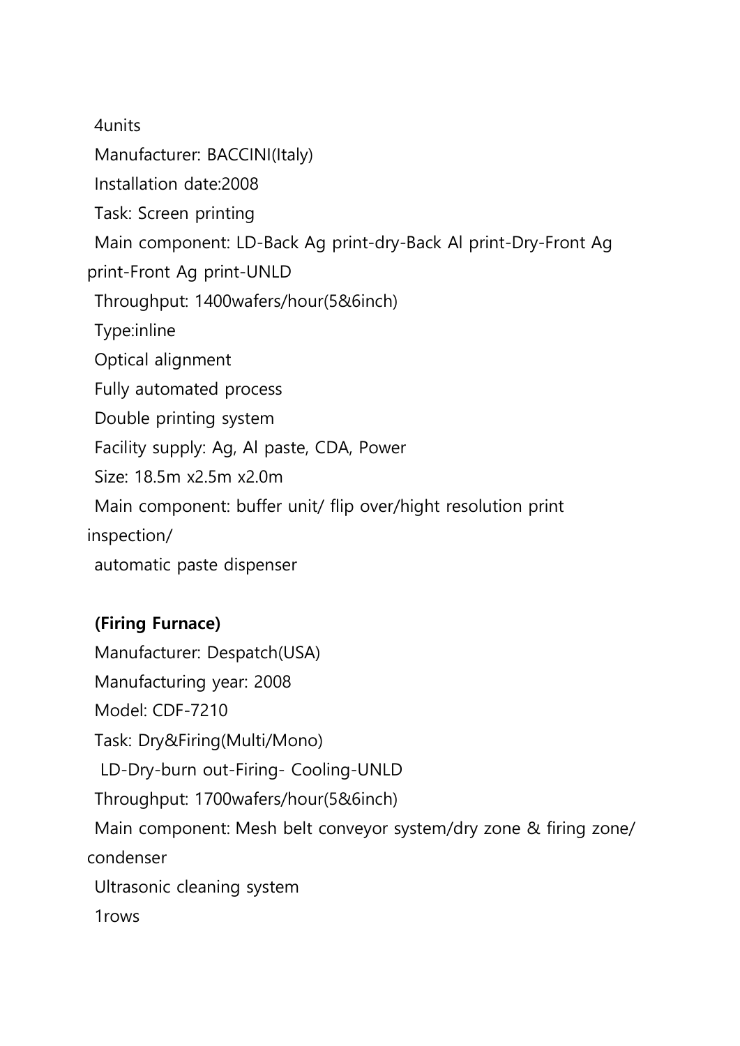4units

Manufacturer: BACCINI(Italy)

Installation date:2008

Task: Screen printing

Main component: LD-Back Ag print-dry-Back Al print-Dry-Front Ag print-Front Ag print-UNLD

Throughput: 1400wafers/hour(5&6inch)

Type:inline

Optical alignment

Fully automated process

Double printing system

Facility supply: Ag, Al paste, CDA, Power

Size: 18.5m x2.5m x2.0m

Main component: buffer unit/ flip over/hight resolution print inspection/

automatic paste dispenser

**(Firing Furnace)**

Manufacturer: Despatch(USA)

Manufacturing year: 2008

Model: CDF-7210

Task: Dry&Firing(Multi/Mono)

LD-Dry-burn out-Firing- Cooling-UNLD

Throughput: 1700wafers/hour(5&6inch)

Main component: Mesh belt conveyor system/dry zone & firing zone/ condenser

Ultrasonic cleaning system

1rows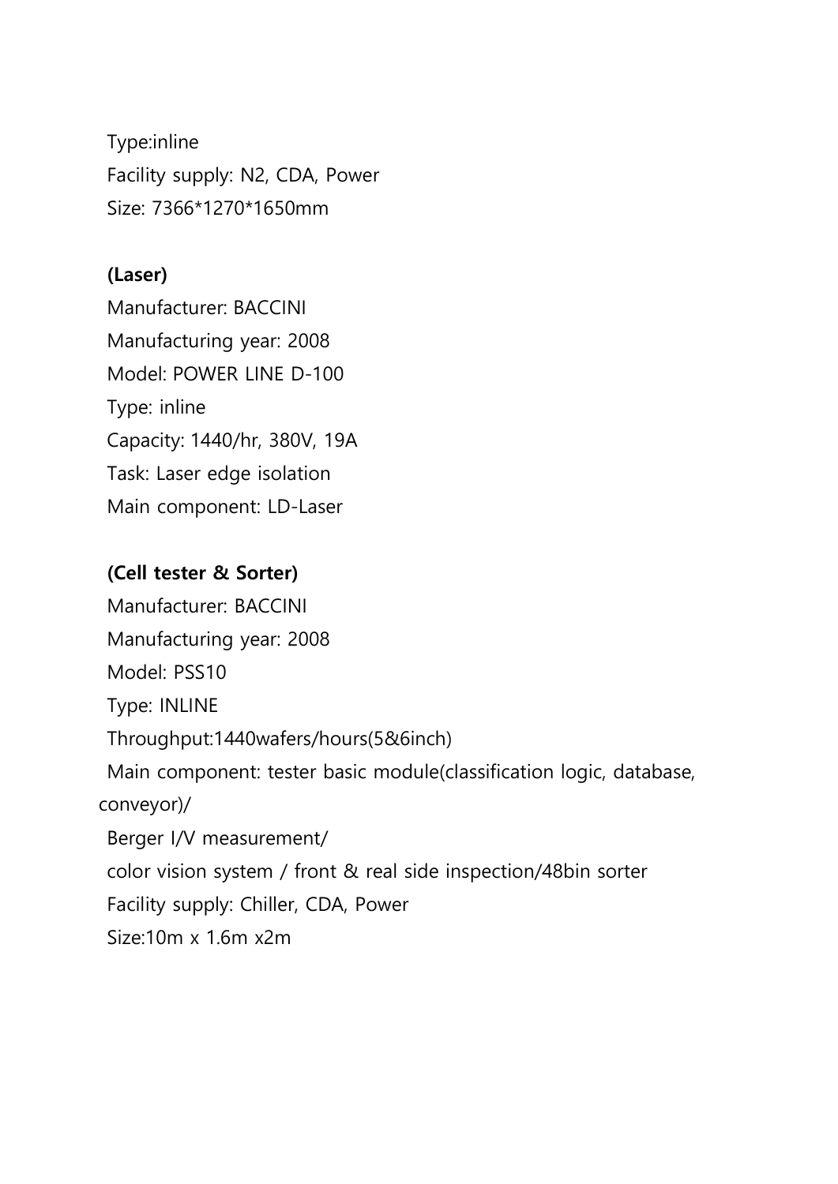Type:inline
Facility supply: N2, CDA, Power
Size: 7366*1270*1650mm

**(Laser)**
Manufacturer: BACCINI
Manufacturing year: 2008
Model: POWER LINE D-100
Type: inline
Capacity: 1440/hr, 380V, 19A
Task: Laser edge isolation
Main component: LD-Laser

**(Cell tester & Sorter)**
Manufacturer: BACCINI
Manufacturing year: 2008
Model: PSS10
Type: INLINE
Throughput:1440wafers/hours(5&6inch)
Main component: tester basic module(classification logic, database, conveyor)/
Berger I/V measurement/
color vision system / front & real side inspection/48bin sorter
Facility supply: Chiller, CDA, Power
Size:10m x 1.6m x2m